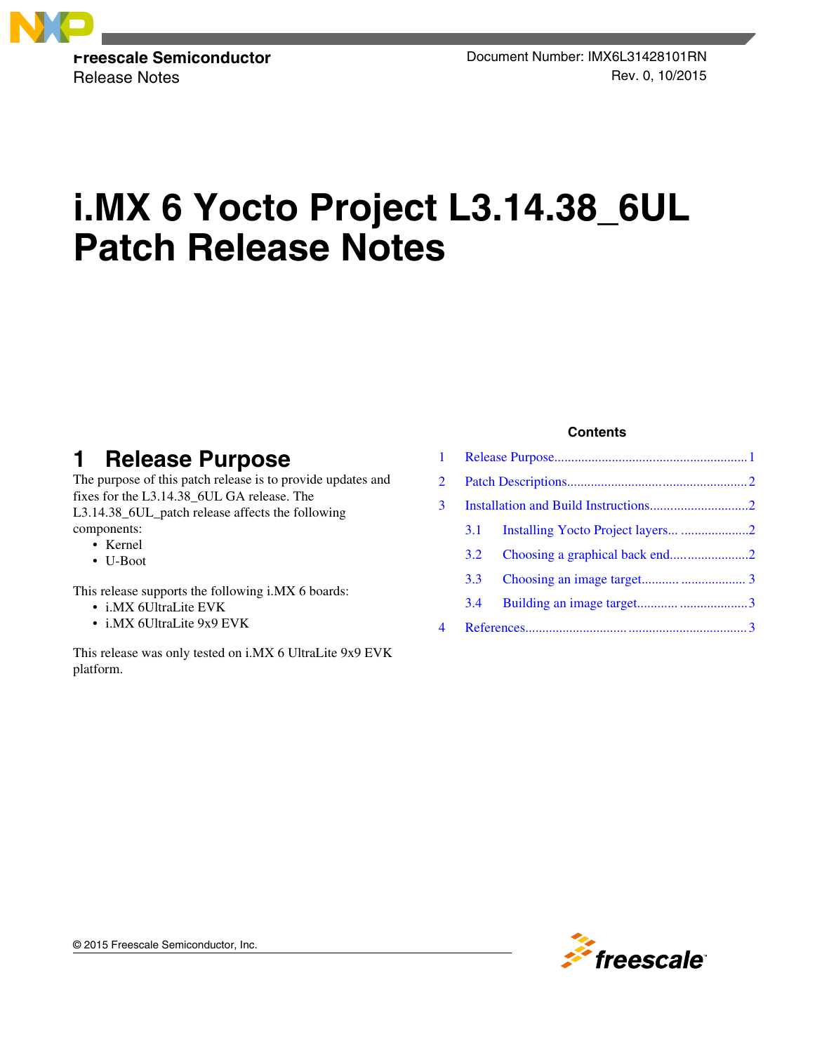Freescale Semiconductor
Release Notes

Document Number: IMX6L31428101RN
Rev. 0, 10/2015

# i.MX 6 Yocto Project L3.14.38_6UL Patch Release Notes

**Contents**

1 Release Purpose ........ 1
2 Patch Descriptions ........ 2
3 Installation and Build Instructions ........ 2
  3.1 Installing Yocto Project layers ........ 2
  3.2 Choosing a graphical back end ........ 2
  3.3 Choosing an image target ........ 3
  3.4 Building an image target ........ 3
4 References ........ 3

## 1 Release Purpose

The purpose of this patch release is to provide updates and fixes for the L3.14.38_6UL GA release. The L3.14.38_6UL_patch release affects the following components:

- Kernel
- U-Boot

This release supports the following i.MX 6 boards:

- i.MX 6UltraLite EVK
- i.MX 6UltraLite 9x9 EVK

This release was only tested on i.MX 6 UltraLite 9x9 EVK platform.

© 2015 Freescale Semiconductor, Inc.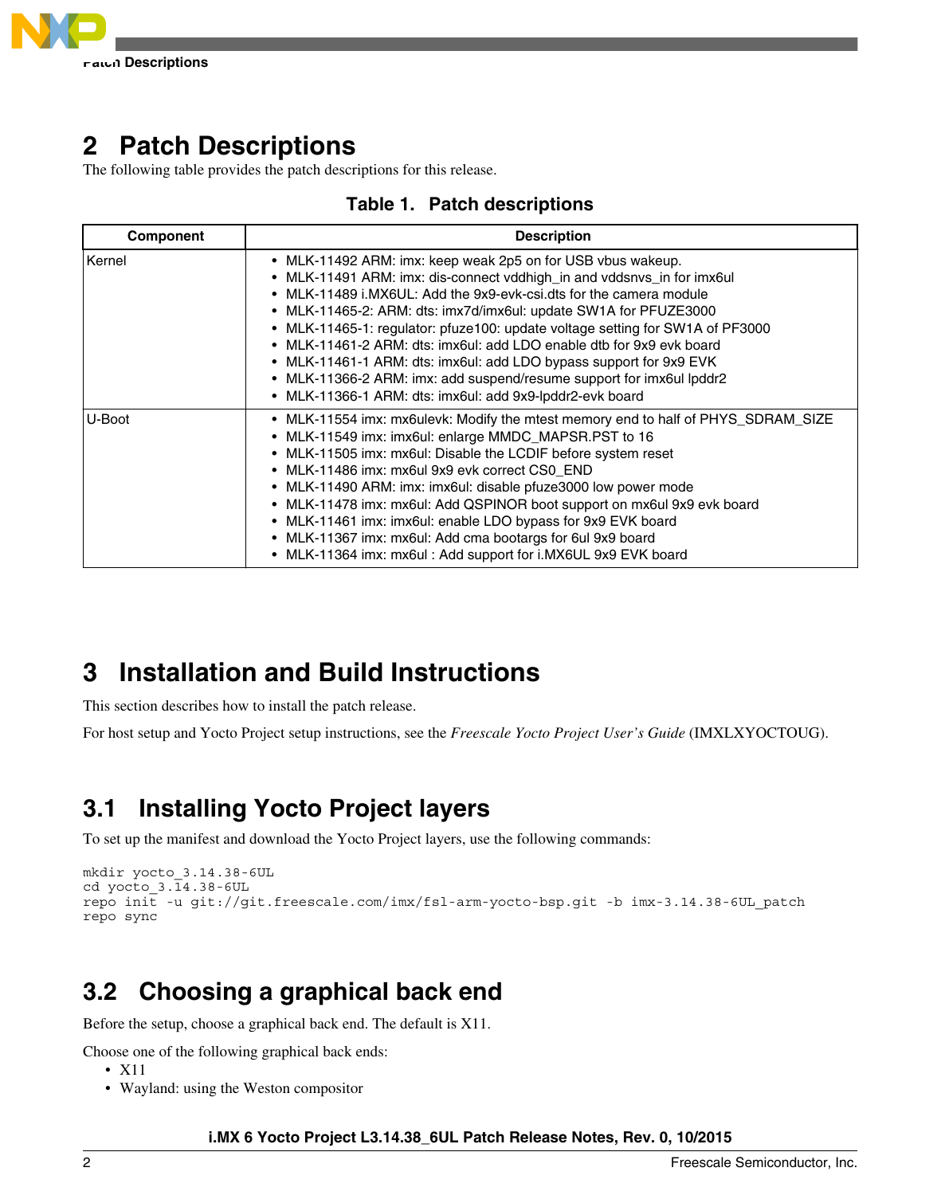# 2 Patch Descriptions

The following table provides the patch descriptions for this release.

**Table 1. Patch descriptions**

| Component | Description |
|---|---|
| Kernel | • MLK-11492 ARM: imx: keep weak 2p5 on for USB vbus wakeup.<br>• MLK-11491 ARM: imx: dis-connect vddhigh_in and vddsnvs_in for imx6ul<br>• MLK-11489 i.MX6UL: Add the 9x9-evk-csi.dts for the camera module<br>• MLK-11465-2: ARM: dts: imx7d/imx6ul: update SW1A for PFUZE3000<br>• MLK-11465-1: regulator: pfuze100: update voltage setting for SW1A of PF3000<br>• MLK-11461-2 ARM: dts: imx6ul: add LDO enable dtb for 9x9 evk board<br>• MLK-11461-1 ARM: dts: imx6ul: add LDO bypass support for 9x9 EVK<br>• MLK-11366-2 ARM: imx: add suspend/resume support for imx6ul lpddr2<br>• MLK-11366-1 ARM: dts: imx6ul: add 9x9-lpddr2-evk board |
| U-Boot | • MLK-11554 imx: mx6ulevk: Modify the mtest memory end to half of PHYS_SDRAM_SIZE<br>• MLK-11549 imx: imx6ul: enlarge MMDC_MAPSR.PST to 16<br>• MLK-11505 imx: mx6ul: Disable the LCDIF before system reset<br>• MLK-11486 imx: mx6ul 9x9 evk correct CS0_END<br>• MLK-11490 ARM: imx: imx6ul: disable pfuze3000 low power mode<br>• MLK-11478 imx: mx6ul: Add QSPINOR boot support on mx6ul 9x9 evk board<br>• MLK-11461 imx: imx6ul: enable LDO bypass for 9x9 EVK board<br>• MLK-11367 imx: mx6ul: Add cma bootargs for 6ul 9x9 board<br>• MLK-11364 imx: mx6ul : Add support for i.MX6UL 9x9 EVK board |

# 3 Installation and Build Instructions

This section describes how to install the patch release.

For host setup and Yocto Project setup instructions, see the *Freescale Yocto Project User's Guide* (IMXLXYOCTOUG).

## 3.1 Installing Yocto Project layers

To set up the manifest and download the Yocto Project layers, use the following commands:

```
mkdir yocto_3.14.38-6UL
cd yocto_3.14.38-6UL
repo init -u git://git.freescale.com/imx/fsl-arm-yocto-bsp.git -b imx-3.14.38-6UL_patch
repo sync
```

## 3.2 Choosing a graphical back end

Before the setup, choose a graphical back end. The default is X11.

Choose one of the following graphical back ends:

- X11
- Wayland: using the Weston compositor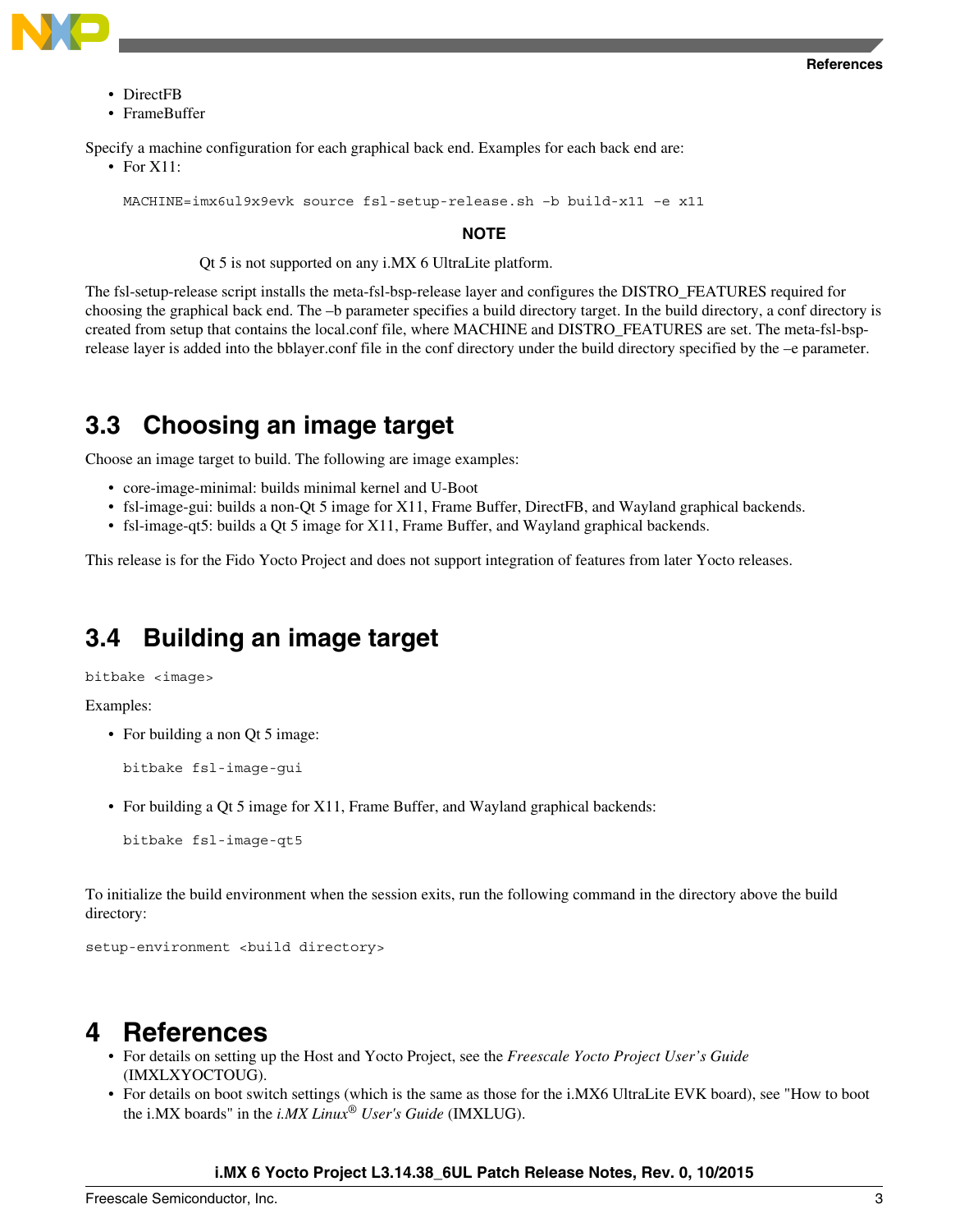- DirectFB
- FrameBuffer

Specify a machine configuration for each graphical back end. Examples for each back end are:

- For X11:

```
MACHINE=imx6ul9x9evk source fsl-setup-release.sh –b build-x11 –e x11
```

**NOTE**

Qt 5 is not supported on any i.MX 6 UltraLite platform.

The fsl-setup-release script installs the meta-fsl-bsp-release layer and configures the DISTRO_FEATURES required for choosing the graphical back end. The –b parameter specifies a build directory target. In the build directory, a conf directory is created from setup that contains the local.conf file, where MACHINE and DISTRO_FEATURES are set. The meta-fsl-bsp-release layer is added into the bblayer.conf file in the conf directory under the build directory specified by the –e parameter.

## 3.3 Choosing an image target

Choose an image target to build. The following are image examples:

- core-image-minimal: builds minimal kernel and U-Boot
- fsl-image-gui: builds a non-Qt 5 image for X11, Frame Buffer, DirectFB, and Wayland graphical backends.
- fsl-image-qt5: builds a Qt 5 image for X11, Frame Buffer, and Wayland graphical backends.

This release is for the Fido Yocto Project and does not support integration of features from later Yocto releases.

## 3.4 Building an image target

```
bitbake <image>
```

Examples:

- For building a non Qt 5 image:

```
bitbake fsl-image-gui
```

- For building a Qt 5 image for X11, Frame Buffer, and Wayland graphical backends:

```
bitbake fsl-image-qt5
```

To initialize the build environment when the session exits, run the following command in the directory above the build directory:

```
setup-environment <build directory>
```

# 4 References

- For details on setting up the Host and Yocto Project, see the *Freescale Yocto Project User's Guide* (IMXLXYOCTOUG).
- For details on boot switch settings (which is the same as those for the i.MX6 UltraLite EVK board), see "How to boot the i.MX boards" in the *i.MX Linux® User's Guide* (IMXLUG).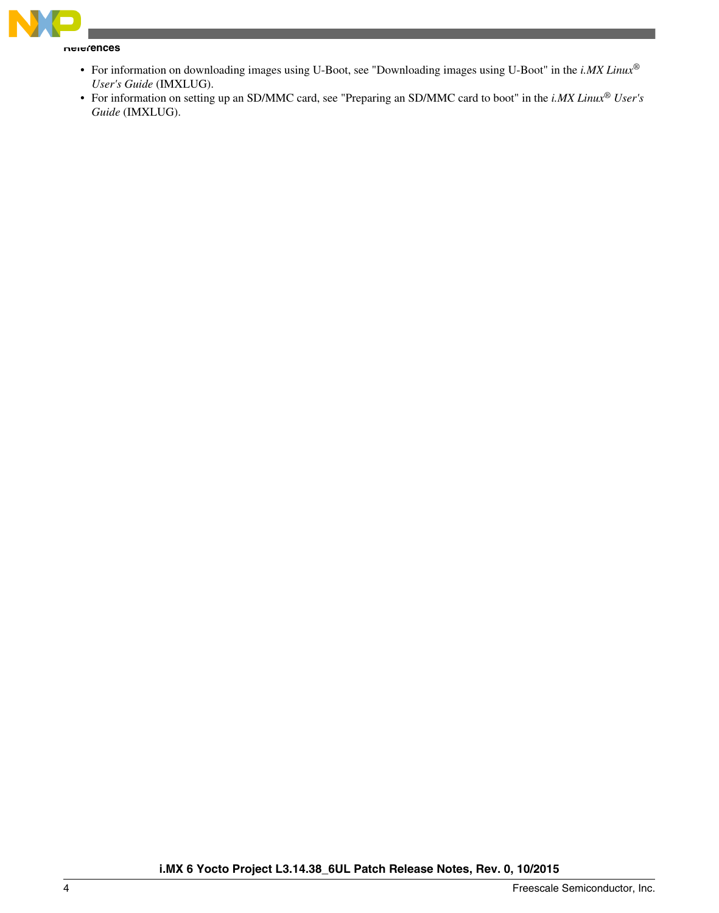- For information on downloading images using U-Boot, see "Downloading images using U-Boot" in the *i.MX Linux® User's Guide* (IMXLUG).
- For information on setting up an SD/MMC card, see "Preparing an SD/MMC card to boot" in the *i.MX Linux® User's Guide* (IMXLUG).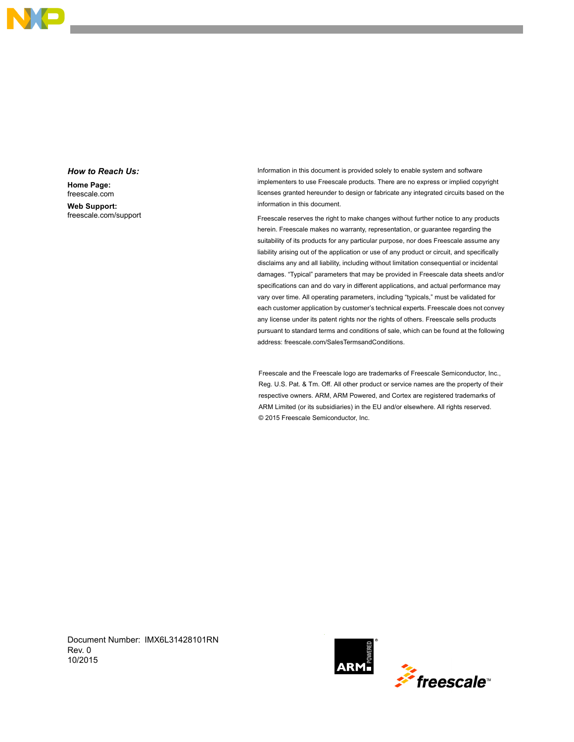***How to Reach Us:***

**Home Page:**
freescale.com

**Web Support:**
freescale.com/support

Information in this document is provided solely to enable system and software implementers to use Freescale products. There are no express or implied copyright licenses granted hereunder to design or fabricate any integrated circuits based on the information in this document.

Freescale reserves the right to make changes without further notice to any products herein. Freescale makes no warranty, representation, or guarantee regarding the suitability of its products for any particular purpose, nor does Freescale assume any liability arising out of the application or use of any product or circuit, and specifically disclaims any and all liability, including without limitation consequential or incidental damages. “Typical” parameters that may be provided in Freescale data sheets and/or specifications can and do vary in different applications, and actual performance may vary over time. All operating parameters, including “typicals,” must be validated for each customer application by customer’s technical experts. Freescale does not convey any license under its patent rights nor the rights of others. Freescale sells products pursuant to standard terms and conditions of sale, which can be found at the following address: freescale.com/SalesTermsandConditions.

Freescale and the Freescale logo are trademarks of Freescale Semiconductor, Inc., Reg. U.S. Pat. & Tm. Off. All other product or service names are the property of their respective owners. ARM, ARM Powered, and Cortex are registered trademarks of ARM Limited (or its subsidiaries) in the EU and/or elsewhere. All rights reserved.
© 2015 Freescale Semiconductor, Inc.

Document Number: IMX6L31428101RN
Rev. 0
10/2015